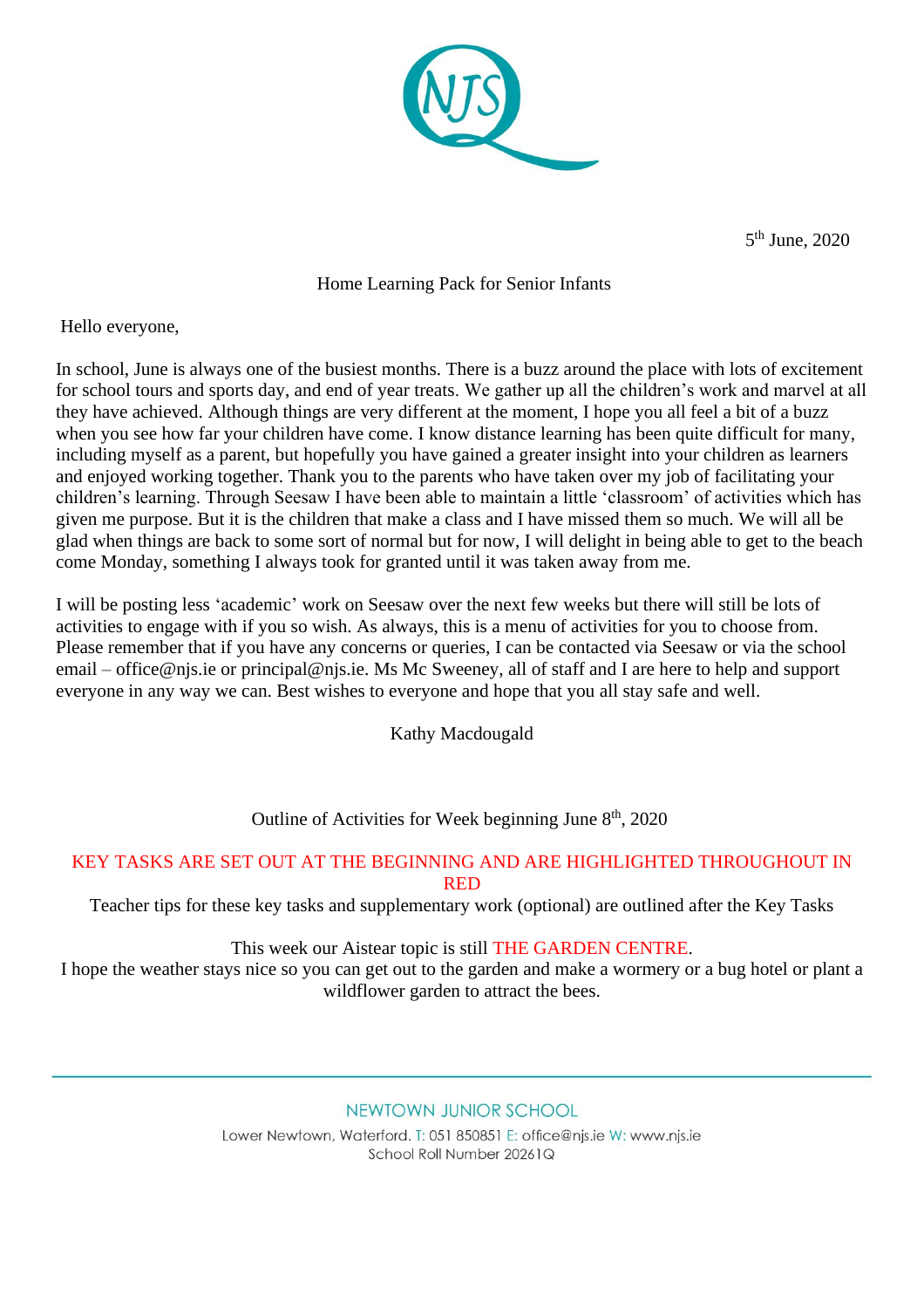5th June, 2020

Home Learning Pack for Senior Infants

Hello everyone,

In school, June is always one of the busiest months. There is a buzz around the place with lots of excitement for school tours and sports day, and end of year treats. We gather up all the children's work and marvel at all they have achieved. Although things are very different at the moment, I hope you all feel a bit of a buzz when you see how far your children have come. I know distance learning has been quite difficult for many, including myself as a parent, but hopefully you have gained a greater insight into your children as learners and enjoyed working together. Thank you to the parents who have taken over my job of facilitating your children's learning. Through Seesaw I have been able to maintain a little 'classroom' of activities which has given me purpose. But it is the children that make a class and I have missed them so much. We will all be glad when things are back to some sort of normal but for now, I will delight in being able to get to the beach come Monday, something I always took for granted until it was taken away from me.

I will be posting less 'academic' work on Seesaw over the next few weeks but there will still be lots of activities to engage with if you so wish. As always, this is a menu of activities for you to choose from. Please remember that if you have any concerns or queries, I can be contacted via Seesaw or via the school email – office@njs.ie or principal@njs.ie. Ms Mc Sweeney, all of staff and I are here to help and support everyone in any way we can. Best wishes to everyone and hope that you all stay safe and well.

Kathy Macdougald

Outline of Activities for Week beginning June 8th, 2020

KEY TASKS ARE SET OUT AT THE BEGINNING AND ARE HIGHLIGHTED THROUGHOUT IN RED

Teacher tips for these key tasks and supplementary work (optional) are outlined after the Key Tasks

This week our Aistear topic is still THE GARDEN CENTRE.

I hope the weather stays nice so you can get out to the garden and make a wormery or a bug hotel or plant a wildflower garden to attract the bees.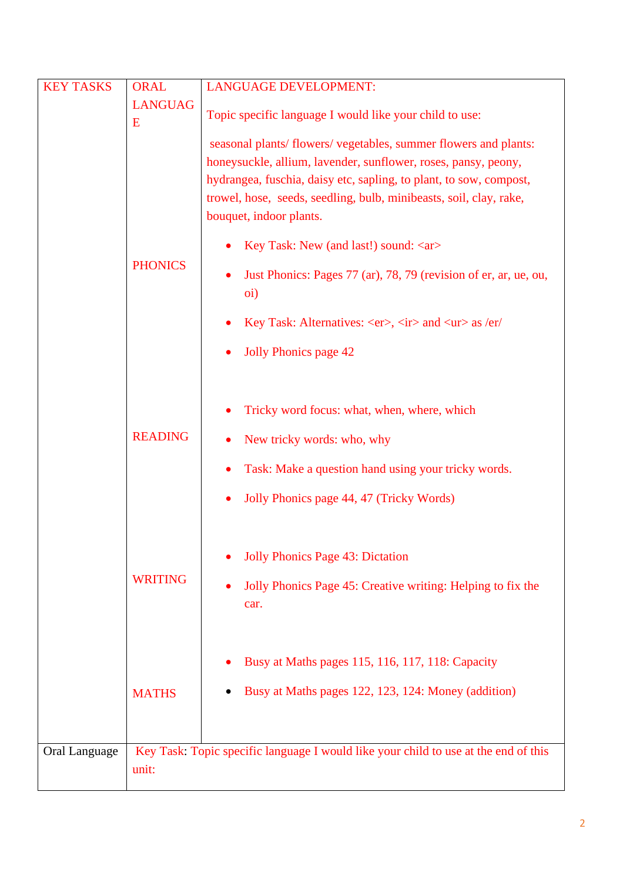| KEY TASKS | ORAL LANGUAGE | LANGUAGE DEVELOPMENT:<br><br>Topic specific language I would like your child to use:<br><br>seasonal plants/ flowers/ vegetables, summer flowers and plants: honeysuckle, allium, lavender, sunflower, roses, pansy, peony, hydrangea, fuschia, daisy etc, sapling, to plant, to sow, compost, trowel, hose, seeds, seedling, bulb, minibeasts, soil, clay, rake, bouquet, indoor plants. |
|---|---|---|
| | PHONICS | • Key Task: New (and last!) sound: <ar><br>• Just Phonics: Pages 77 (ar), 78, 79 (revision of er, ar, ue, ou, oi)<br>• Key Task: Alternatives: <er>, <ir> and <ur> as /er/<br>• Jolly Phonics page 42 |
| | READING | • Tricky word focus: what, when, where, which<br>• New tricky words: who, why<br>• Task: Make a question hand using your tricky words.<br>• Jolly Phonics page 44, 47 (Tricky Words) |
| | WRITING | • Jolly Phonics Page 43: Dictation<br>• Jolly Phonics Page 45: Creative writing: Helping to fix the car. |
| | MATHS | • Busy at Maths pages 115, 116, 117, 118: Capacity<br>• Busy at Maths pages 122, 123, 124: Money (addition) |
| Oral Language | Key Task: Topic specific language I would like your child to use at the end of this unit: | |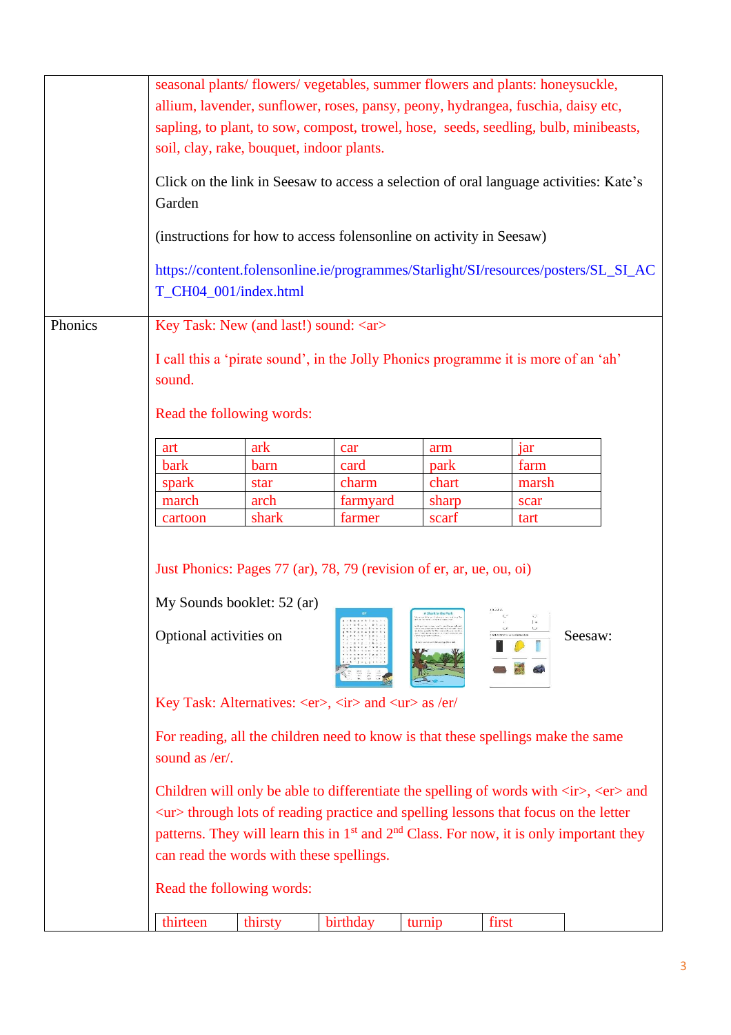| | |
|---|---|
| | seasonal plants/ flowers/ vegetables, summer flowers and plants: honeysuckle, allium, lavender, sunflower, roses, pansy, peony, hydrangea, fuschia, daisy etc, sapling, to plant, to sow, compost, trowel, hose, seeds, seedling, bulb, minibeasts, soil, clay, rake, bouquet, indoor plants.<br><br>Click on the link in Seesaw to access a selection of oral language activities: Kate's Garden<br><br>(instructions for how to access folensonline on activity in Seesaw)<br><br>https://content.folensonline.ie/programmes/Starlight/SI/resources/posters/SL_SI_ACT_CH04_001/index.html |
| Phonics | Key Task: New (and last!) sound: <ar><br><br>I call this a 'pirate sound', in the Jolly Phonics programme it is more of an 'ah' sound.<br><br>Read the following words: |

| | | | | |
|---|---|---|---|---|
| art | ark | car | arm | jar |
| bark | barn | card | park | farm |
| spark | star | charm | chart | marsh |
| march | arch | farmyard | sharp | scar |
| cartoon | shark | farmer | scarf | tart |

Just Phonics: Pages 77 (ar), 78, 79 (revision of er, ar, ue, ou, oi)

My Sounds booklet: 52 (ar)

Optional activities on Seesaw:

Key Task: Alternatives: <er>, <ir> and <ur> as /er/

For reading, all the children need to know is that these spellings make the same sound as /er/.

Children will only be able to differentiate the spelling of words with <ir>, <er> and <ur> through lots of reading practice and spelling lessons that focus on the letter patterns. They will learn this in 1st and 2nd Class. For now, it is only important they can read the words with these spellings.

Read the following words:

| | | | | |
|---|---|---|---|---|
| thirteen | thirsty | birthday | turnip | first |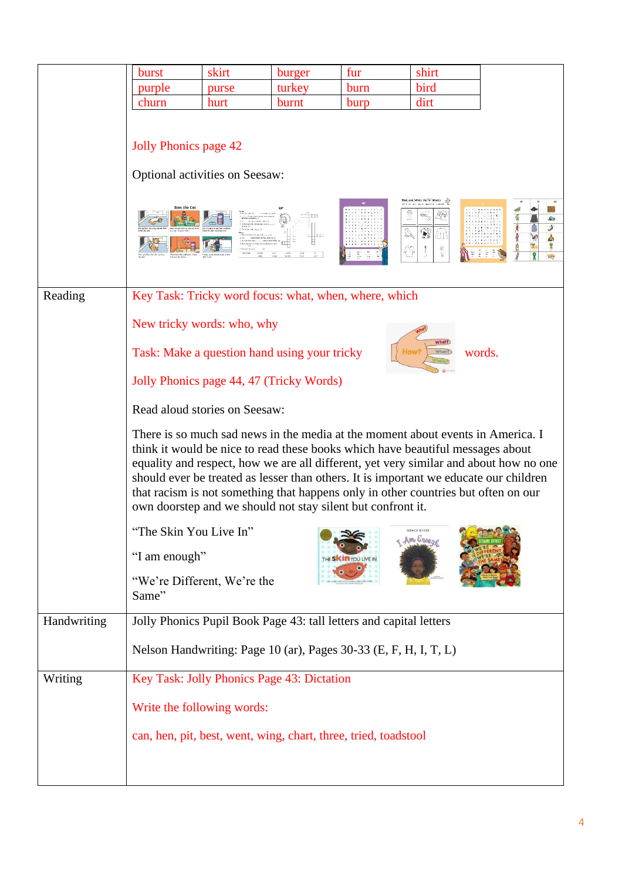| | |
|---|---|
| | burst, skirt, burger, fur, shirt, purple, purse, turkey, burn, bird, churn, hurt, burnt, burp, dirt<br><br>Jolly Phonics page 42<br><br>Optional activities on Seesaw: |
| Reading | Key Task: Tricky word focus: what, when, where, which<br><br>New tricky words: who, why<br><br>Task: Make a question hand using your tricky words.<br><br>Jolly Phonics page 44, 47 (Tricky Words)<br><br>Read aloud stories on Seesaw:<br><br>There is so much sad news in the media at the moment about events in America. I think it would be nice to read these books which have beautiful messages about equality and respect, how we are all different, yet very similar and about how no one should ever be treated as lesser than others. It is important we educate our children that racism is not something that happens only in other countries but often on our own doorstep and we should not stay silent but confront it.<br><br>"The Skin You Live In"<br><br>"I am enough"<br><br>"We're Different, We're the Same" |
| Handwriting | Jolly Phonics Pupil Book Page 43: tall letters and capital letters<br><br>Nelson Handwriting: Page 10 (ar), Pages 30-33 (E, F, H, I, T, L) |
| Writing | Key Task: Jolly Phonics Page 43: Dictation<br><br>Write the following words:<br><br>can, hen, pit, best, went, wing, chart, three, tried, toadstool |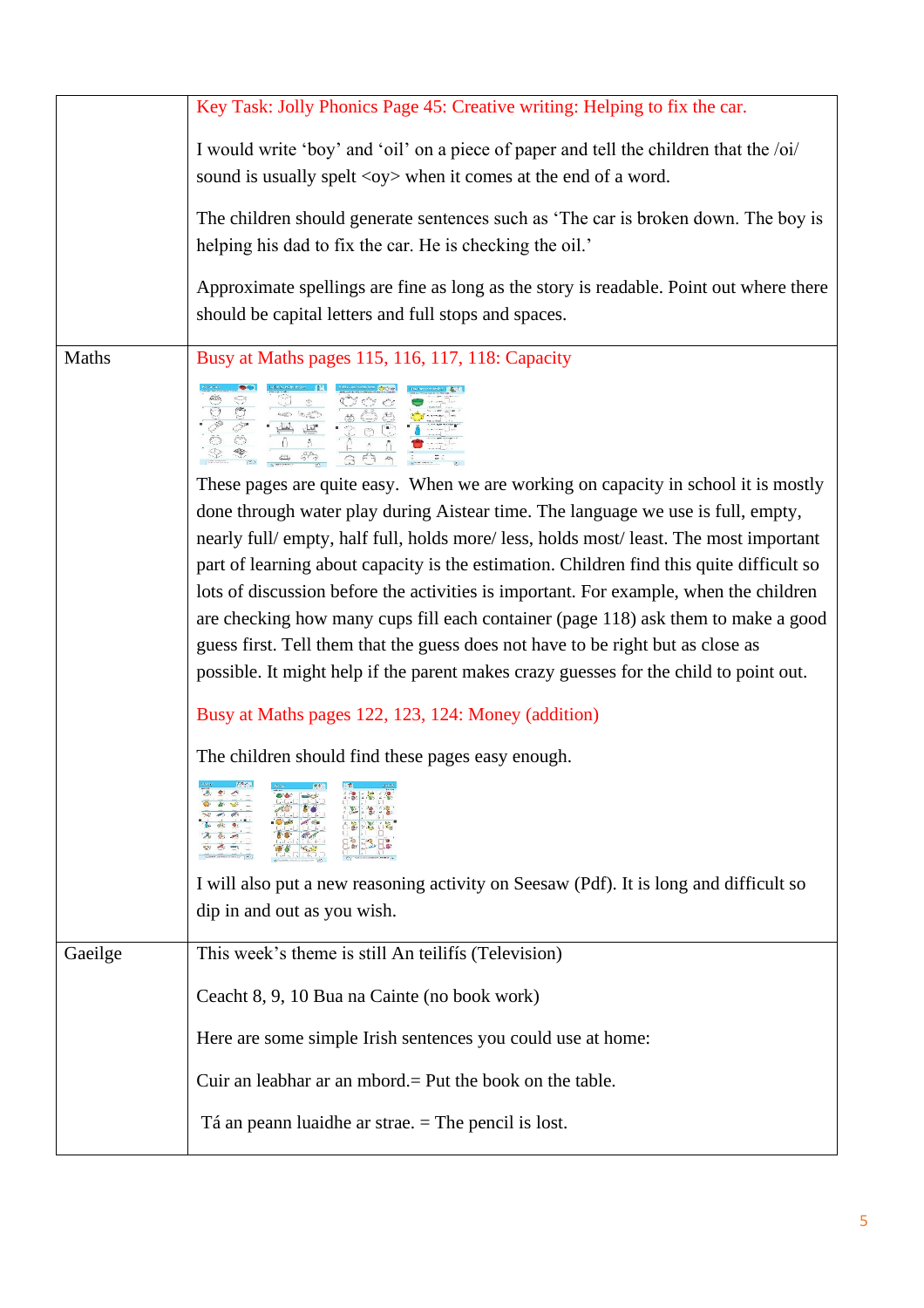| | |
|---|---|
| | Key Task: Jolly Phonics Page 45: Creative writing: Helping to fix the car.<br><br>I would write 'boy' and 'oil' on a piece of paper and tell the children that the /oi/ sound is usually spelt <oy> when it comes at the end of a word.<br><br>The children should generate sentences such as 'The car is broken down. The boy is helping his dad to fix the car. He is checking the oil.'<br><br>Approximate spellings are fine as long as the story is readable. Point out where there should be capital letters and full stops and spaces. |
| Maths | Busy at Maths pages 115, 116, 117, 118: Capacity<br><br>These pages are quite easy. When we are working on capacity in school it is mostly done through water play during Aistear time. The language we use is full, empty, nearly full/ empty, half full, holds more/ less, holds most/ least. The most important part of learning about capacity is the estimation. Children find this quite difficult so lots of discussion before the activities is important. For example, when the children are checking how many cups fill each container (page 118) ask them to make a good guess first. Tell them that the guess does not have to be right but as close as possible. It might help if the parent makes crazy guesses for the child to point out.<br><br>Busy at Maths pages 122, 123, 124: Money (addition)<br><br>The children should find these pages easy enough.<br><br>I will also put a new reasoning activity on Seesaw (Pdf). It is long and difficult so dip in and out as you wish. |
| Gaeilge | This week's theme is still An teilifís (Television)<br><br>Ceacht 8, 9, 10 Bua na Cainte (no book work)<br><br>Here are some simple Irish sentences you could use at home:<br><br>Cuir an leabhar ar an mbord.= Put the book on the table.<br><br>Tá an peann luaidhe ar strae. = The pencil is lost. |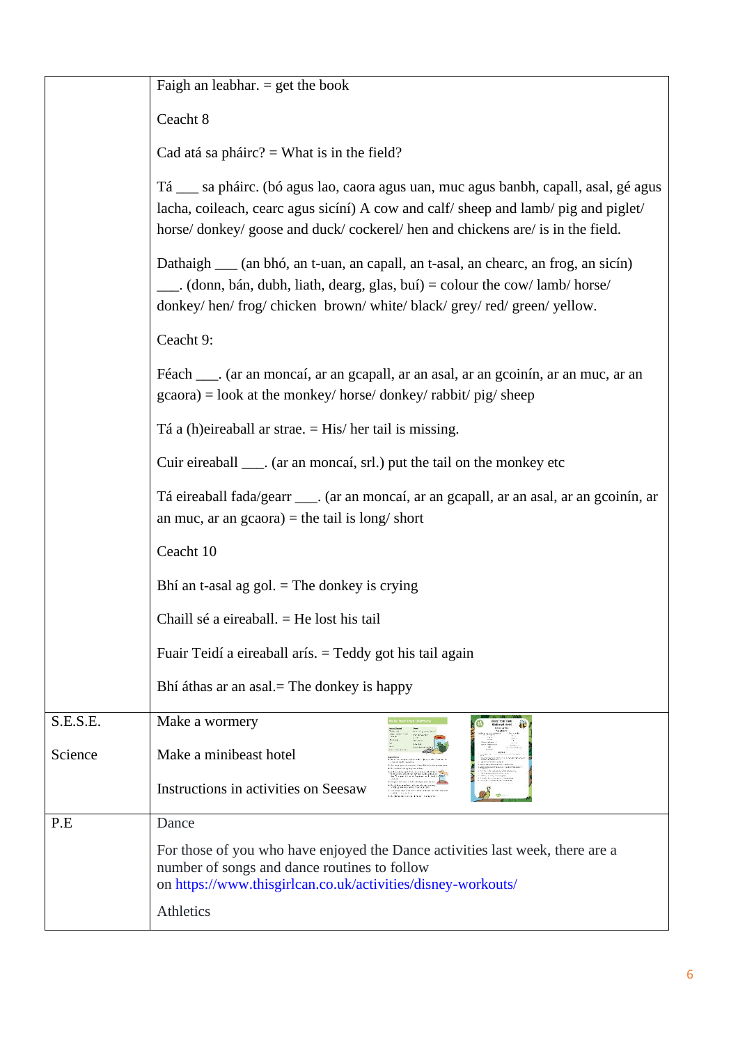| | |
|---|---|
| | Faigh an leabhar. = get the book<br><br>Ceacht 8<br><br>Cad atá sa pháirc? = What is in the field?<br><br>Tá ___ sa pháirc. (bó agus lao, caora agus uan, muc agus banbh, capall, asal, gé agus lacha, coileach, cearc agus sicíní) A cow and calf/ sheep and lamb/ pig and piglet/ horse/ donkey/ goose and duck/ cockerel/ hen and chickens are/ is in the field.<br><br>Dathaigh ___ (an bhó, an t-uan, an capall, an t-asal, an chearc, an frog, an sicín) ___. (donn, bán, dubh, liath, dearg, glas, buí) = colour the cow/ lamb/ horse/ donkey/ hen/ frog/ chicken brown/ white/ black/ grey/ red/ green/ yellow.<br><br>Ceacht 9:<br><br>Féach ___. (ar an moncaí, ar an gcapall, ar an asal, ar an gcoinín, ar an muc, ar an gcaora) = look at the monkey/ horse/ donkey/ rabbit/ pig/ sheep<br><br>Tá a (h)eireaball ar strae. = His/ her tail is missing.<br><br>Cuir eireaball ___. (ar an moncaí, srl.) put the tail on the monkey etc<br><br>Tá eireaball fada/gearr ___. (ar an moncaí, ar an gcapall, ar an asal, ar an gcoinín, ar an muc, ar an gcaora) = the tail is long/ short<br><br>Ceacht 10<br><br>Bhí an t-asal ag gol. = The donkey is crying<br><br>Chaill sé a eireaball. = He lost his tail<br><br>Fuair Teidí a eireaball arís. = Teddy got his tail again<br><br>Bhí áthas ar an asal.= The donkey is happy |
| S.E.S.E.<br><br>Science | Make a wormery<br><br>Make a minibeast hotel<br><br>Instructions in activities on Seesaw |
| P.E | Dance<br><br>For those of you who have enjoyed the Dance activities last week, there are a number of songs and dance routines to follow on https://www.thisgirlcan.co.uk/activities/disney-workouts/<br><br>Athletics |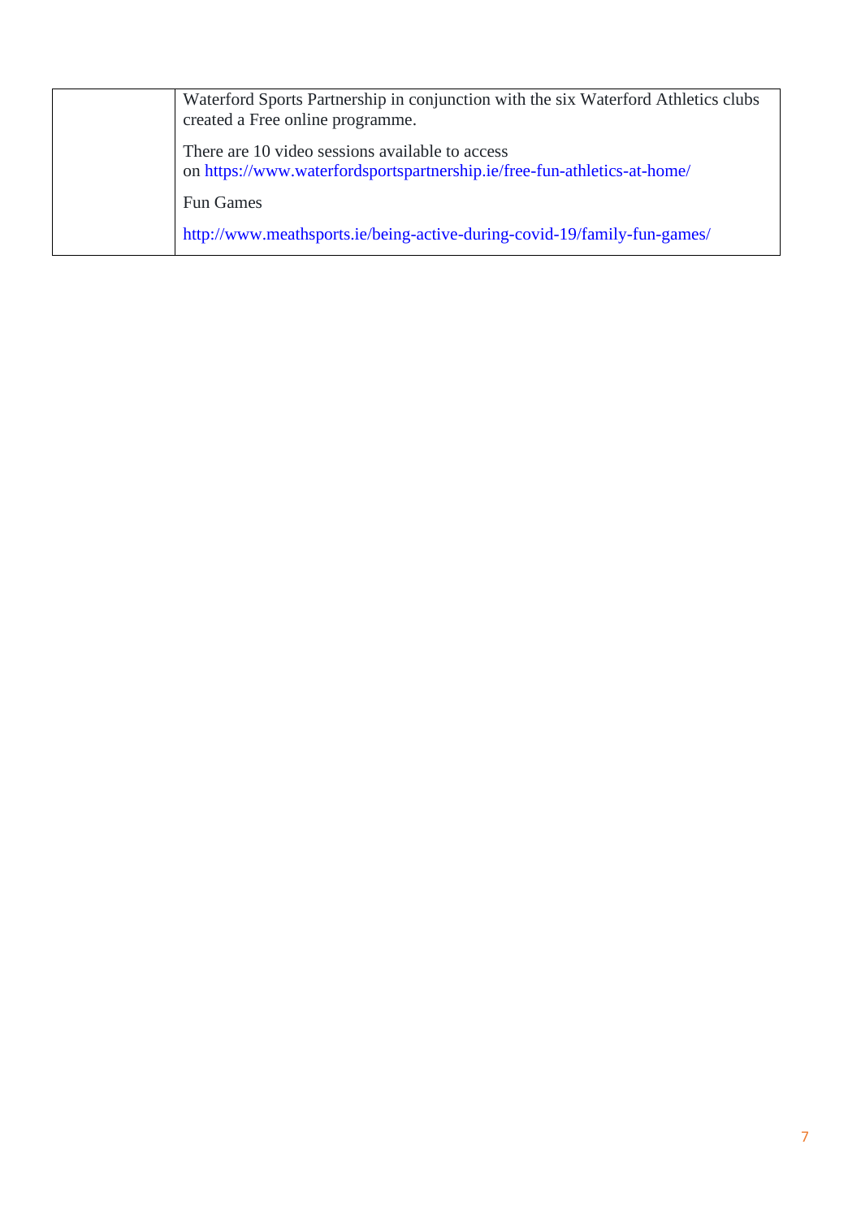| | |
|---|---|
| | Waterford Sports Partnership in conjunction with the six Waterford Athletics clubs created a Free online programme.<br><br>There are 10 video sessions available to access on https://www.waterfordsportspartnership.ie/free-fun-athletics-at-home/<br><br>Fun Games<br><br>http://www.meathsports.ie/being-active-during-covid-19/family-fun-games/ |